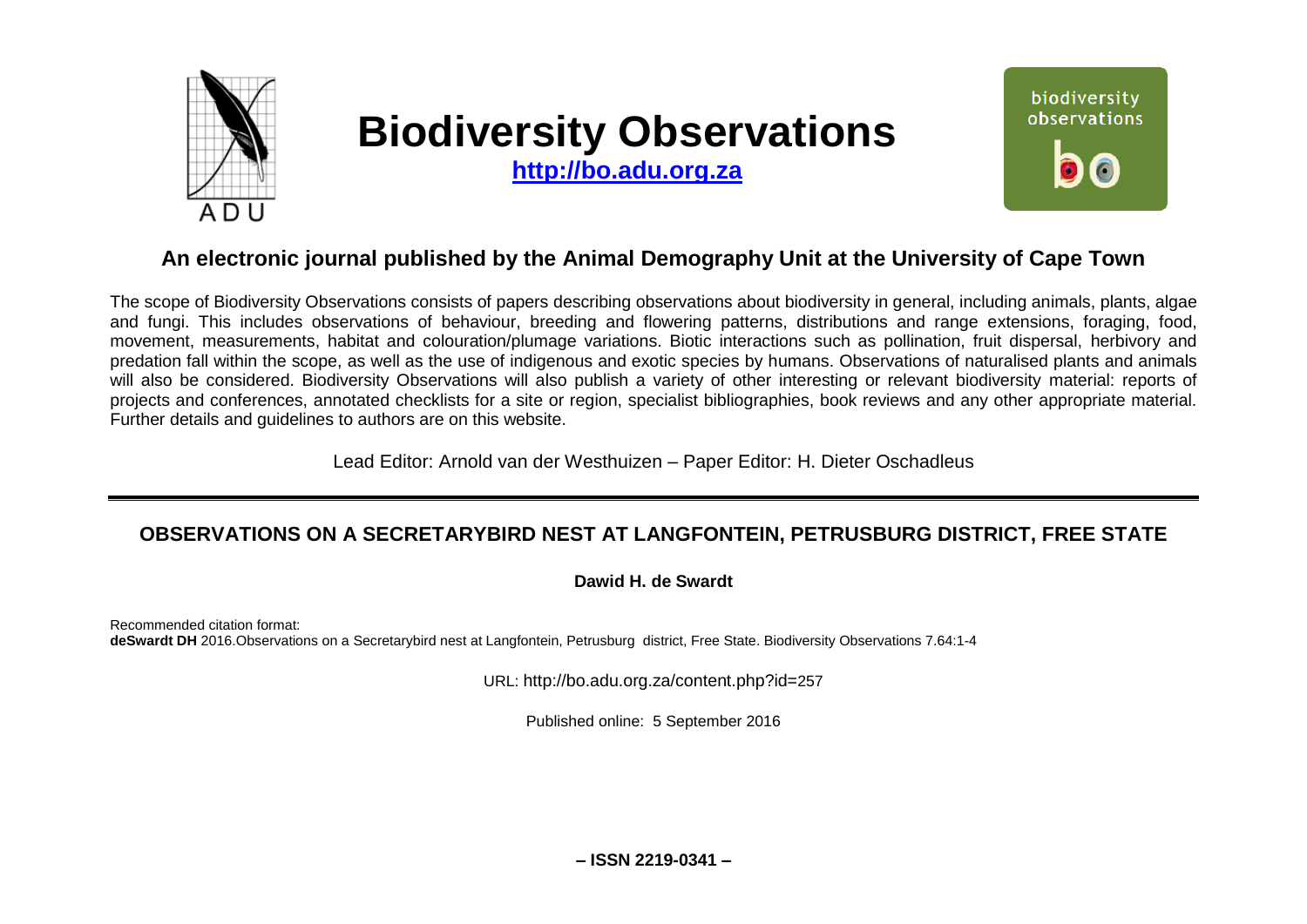# Biodiversity Observations

**http://bo.adu.org.za**

## An electronic journal published by the Animal Demography Unit at the University of Cape Town

The scope of Biodiversity Observations consists of papers describing observations about biodiversity in general, including animals, plants, algae and fungi. This includes observations of behaviour, breeding and flowering patterns, distributions and range extensions, foraging, food, movement, measurements, habitat and colouration/plumage variations. Biotic interactions such as pollination, fruit dispersal, herbivory and predation fall within the scope, as well as the use of indigenous and exotic species by humans. Observations of naturalised plants and animals will also be considered. Biodiversity Observations will also publish a variety of other interesting or relevant biodiversity material: reports of projects and conferences, annotated checklists for a site or region, specialist bibliographies, book reviews and any other appropriate material. Further details and guidelines to authors are on this website.

Lead Editor: Arnold van der Westhuizen – Paper Editor: H. Dieter Oschadleus

---

# OBSERVATIONS ON A SECRETARYBIRD NEST AT LANGFONTEIN, PETRUSBURG DISTRICT, FREE STATE

**Dawid H. de Swardt**

Recommended citation format:
**deSwardt DH** 2016.Observations on a Secretarybird nest at Langfontein, Petrusburg district, Free State. Biodiversity Observations 7.64:1-4

URL: http://bo.adu.org.za/content.php?id=257

Published online: 5 September 2016

**– ISSN 2219-0341 –**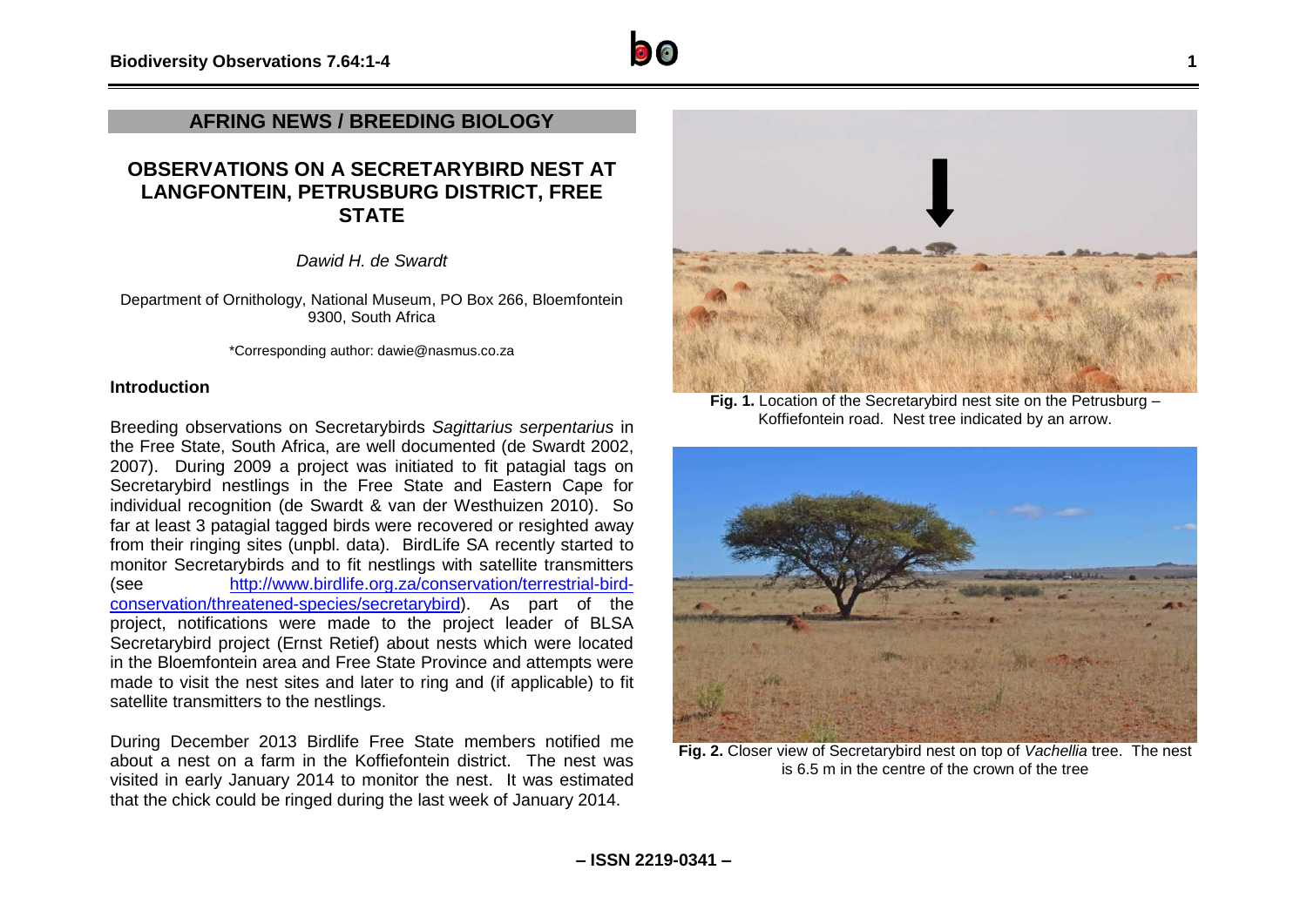## AFRING NEWS / BREEDING BIOLOGY

# OBSERVATIONS ON A SECRETARYBIRD NEST AT LANGFONTEIN, PETRUSBURG DISTRICT, FREE STATE

*Dawid H. de Swardt*

Department of Ornithology, National Museum, PO Box 266, Bloemfontein 9300, South Africa

\*Corresponding author: dawie@nasmus.co.za

### Introduction

Breeding observations on Secretarybirds *Sagittarius serpentarius* in the Free State, South Africa, are well documented (de Swardt 2002, 2007). During 2009 a project was initiated to fit patagial tags on Secretarybird nestlings in the Free State and Eastern Cape for individual recognition (de Swardt & van der Westhuizen 2010). So far at least 3 patagial tagged birds were recovered or resighted away from their ringing sites (unpbl. data). BirdLife SA recently started to monitor Secretarybirds and to fit nestlings with satellite transmitters (see http://www.birdlife.org.za/conservation/terrestrial-bird-conservation/threatened-species/secretarybird). As part of the project, notifications were made to the project leader of BLSA Secretarybird project (Ernst Retief) about nests which were located in the Bloemfontein area and Free State Province and attempts were made to visit the nest sites and later to ring and (if applicable) to fit satellite transmitters to the nestlings.

During December 2013 Birdlife Free State members notified me about a nest on a farm in the Koffiefontein district. The nest was visited in early January 2014 to monitor the nest. It was estimated that the chick could be ringed during the last week of January 2014.

**Fig. 1.** Location of the Secretarybird nest site on the Petrusburg – Koffiefontein road. Nest tree indicated by an arrow.

**Fig. 2.** Closer view of Secretarybird nest on top of *Vachellia* tree. The nest is 6.5 m in the centre of the crown of the tree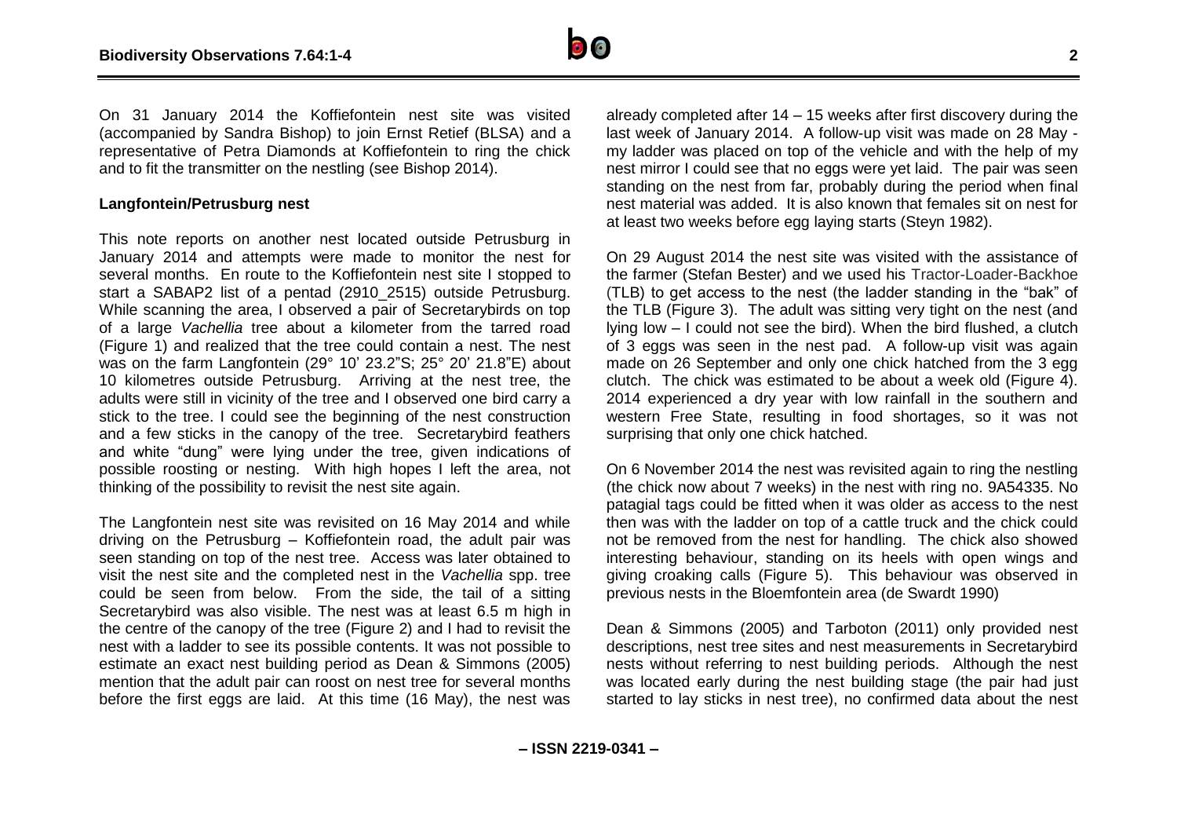On 31 January 2014 the Koffiefontein nest site was visited (accompanied by Sandra Bishop) to join Ernst Retief (BLSA) and a representative of Petra Diamonds at Koffiefontein to ring the chick and to fit the transmitter on the nestling (see Bishop 2014).

**Langfontein/Petrusburg nest**

This note reports on another nest located outside Petrusburg in January 2014 and attempts were made to monitor the nest for several months. En route to the Koffiefontein nest site I stopped to start a SABAP2 list of a pentad (2910_2515) outside Petrusburg. While scanning the area, I observed a pair of Secretarybirds on top of a large *Vachellia* tree about a kilometer from the tarred road (Figure 1) and realized that the tree could contain a nest. The nest was on the farm Langfontein (29° 10' 23.2"S; 25° 20' 21.8"E) about 10 kilometres outside Petrusburg. Arriving at the nest tree, the adults were still in vicinity of the tree and I observed one bird carry a stick to the tree. I could see the beginning of the nest construction and a few sticks in the canopy of the tree. Secretarybird feathers and white "dung" were lying under the tree, given indications of possible roosting or nesting. With high hopes I left the area, not thinking of the possibility to revisit the nest site again.

The Langfontein nest site was revisited on 16 May 2014 and while driving on the Petrusburg – Koffiefontein road, the adult pair was seen standing on top of the nest tree. Access was later obtained to visit the nest site and the completed nest in the *Vachellia* spp. tree could be seen from below. From the side, the tail of a sitting Secretarybird was also visible. The nest was at least 6.5 m high in the centre of the canopy of the tree (Figure 2) and I had to revisit the nest with a ladder to see its possible contents. It was not possible to estimate an exact nest building period as Dean & Simmons (2005) mention that the adult pair can roost on nest tree for several months before the first eggs are laid. At this time (16 May), the nest was already completed after 14 – 15 weeks after first discovery during the last week of January 2014. A follow-up visit was made on 28 May - my ladder was placed on top of the vehicle and with the help of my nest mirror I could see that no eggs were yet laid. The pair was seen standing on the nest from far, probably during the period when final nest material was added. It is also known that females sit on nest for at least two weeks before egg laying starts (Steyn 1982).

On 29 August 2014 the nest site was visited with the assistance of the farmer (Stefan Bester) and we used his Tractor-Loader-Backhoe (TLB) to get access to the nest (the ladder standing in the "bak" of the TLB (Figure 3). The adult was sitting very tight on the nest (and lying low – I could not see the bird). When the bird flushed, a clutch of 3 eggs was seen in the nest pad. A follow-up visit was again made on 26 September and only one chick hatched from the 3 egg clutch. The chick was estimated to be about a week old (Figure 4). 2014 experienced a dry year with low rainfall in the southern and western Free State, resulting in food shortages, so it was not surprising that only one chick hatched.

On 6 November 2014 the nest was revisited again to ring the nestling (the chick now about 7 weeks) in the nest with ring no. 9A54335. No patagial tags could be fitted when it was older as access to the nest then was with the ladder on top of a cattle truck and the chick could not be removed from the nest for handling. The chick also showed interesting behaviour, standing on its heels with open wings and giving croaking calls (Figure 5). This behaviour was observed in previous nests in the Bloemfontein area (de Swardt 1990)

Dean & Simmons (2005) and Tarboton (2011) only provided nest descriptions, nest tree sites and nest measurements in Secretarybird nests without referring to nest building periods. Although the nest was located early during the nest building stage (the pair had just started to lay sticks in nest tree), no confirmed data about the nest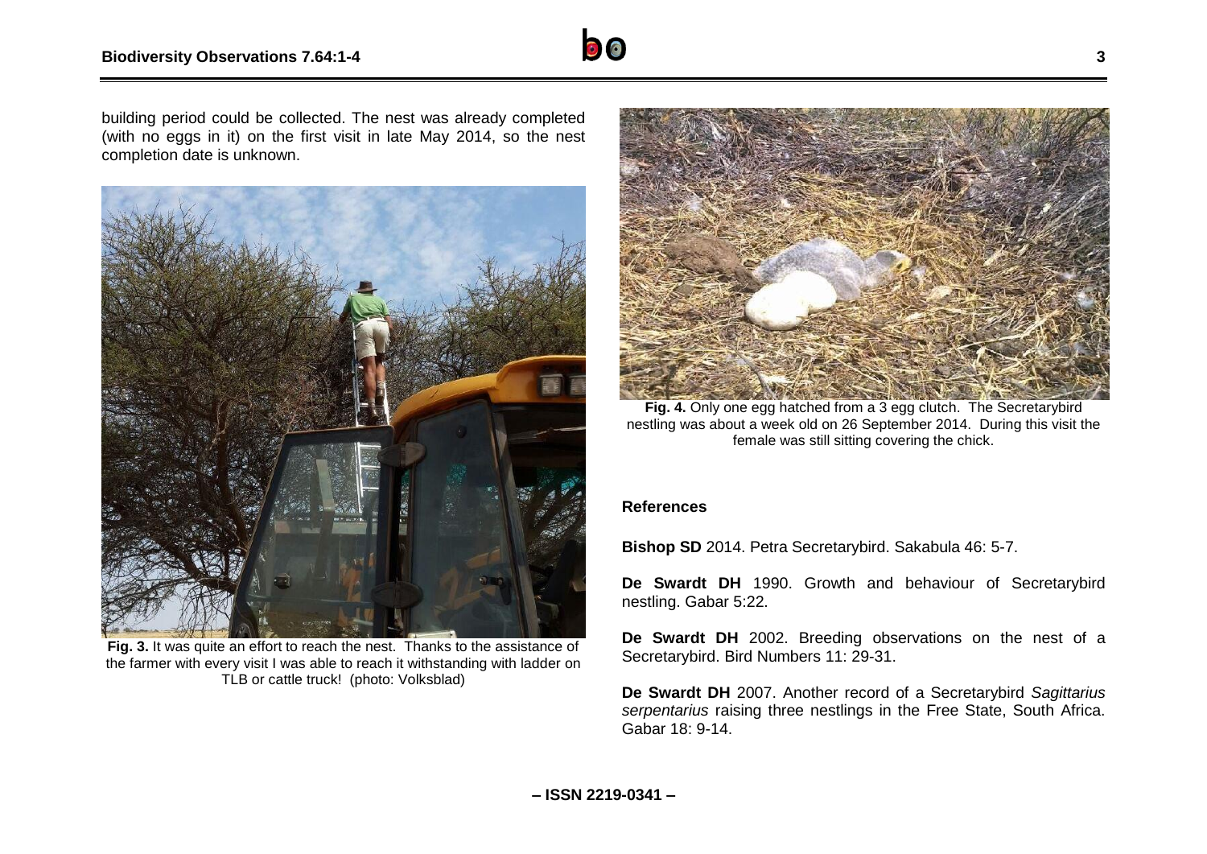building period could be collected. The nest was already completed (with no eggs in it) on the first visit in late May 2014, so the nest completion date is unknown.

**Fig. 3.** It was quite an effort to reach the nest. Thanks to the assistance of the farmer with every visit I was able to reach it withstanding with ladder on TLB or cattle truck! (photo: Volksblad)

**Fig. 4.** Only one egg hatched from a 3 egg clutch. The Secretarybird nestling was about a week old on 26 September 2014. During this visit the female was still sitting covering the chick.

## References

**Bishop SD** 2014. Petra Secretarybird. Sakabula 46: 5-7.

**De Swardt DH** 1990. Growth and behaviour of Secretarybird nestling. Gabar 5:22.

**De Swardt DH** 2002. Breeding observations on the nest of a Secretarybird. Bird Numbers 11: 29-31.

**De Swardt DH** 2007. Another record of a Secretarybird *Sagittarius serpentarius* raising three nestlings in the Free State, South Africa. Gabar 18: 9-14.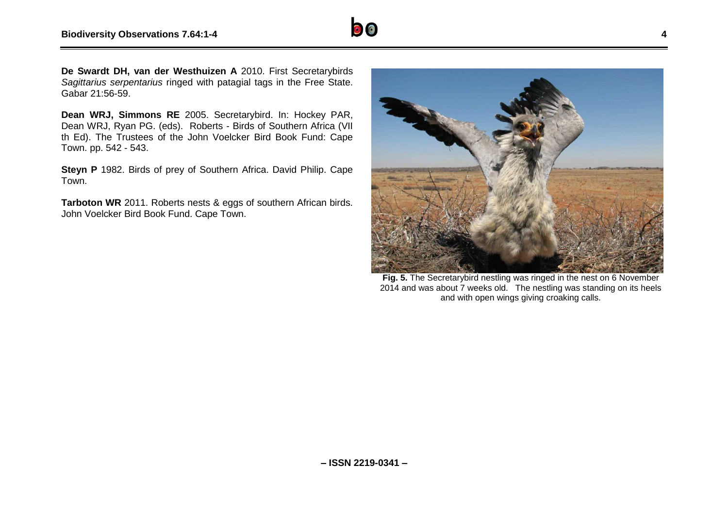**De Swardt DH, van der Westhuizen A** 2010. First Secretarybirds *Sagittarius serpentarius* ringed with patagial tags in the Free State. Gabar 21:56-59.

**Dean WRJ, Simmons RE** 2005. Secretarybird. In: Hockey PAR, Dean WRJ, Ryan PG. (eds). Roberts - Birds of Southern Africa (VII th Ed). The Trustees of the John Voelcker Bird Book Fund: Cape Town. pp. 542 - 543.

**Steyn P** 1982. Birds of prey of Southern Africa. David Philip. Cape Town.

**Tarboton WR** 2011. Roberts nests & eggs of southern African birds. John Voelcker Bird Book Fund. Cape Town.

**Fig. 5.** The Secretarybird nestling was ringed in the nest on 6 November 2014 and was about 7 weeks old. The nestling was standing on its heels and with open wings giving croaking calls.

– ISSN 2219-0341 –